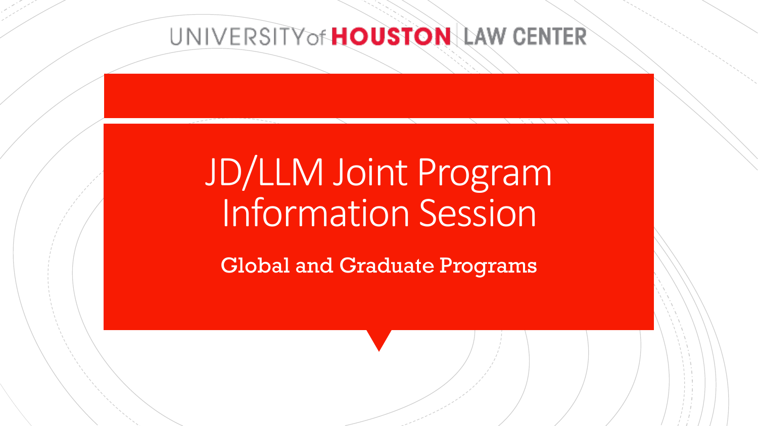UNIVERSITY of HOUSTON | LAW CENTER

# JD/LLM Joint Program Information Session

## Global and Graduate Programs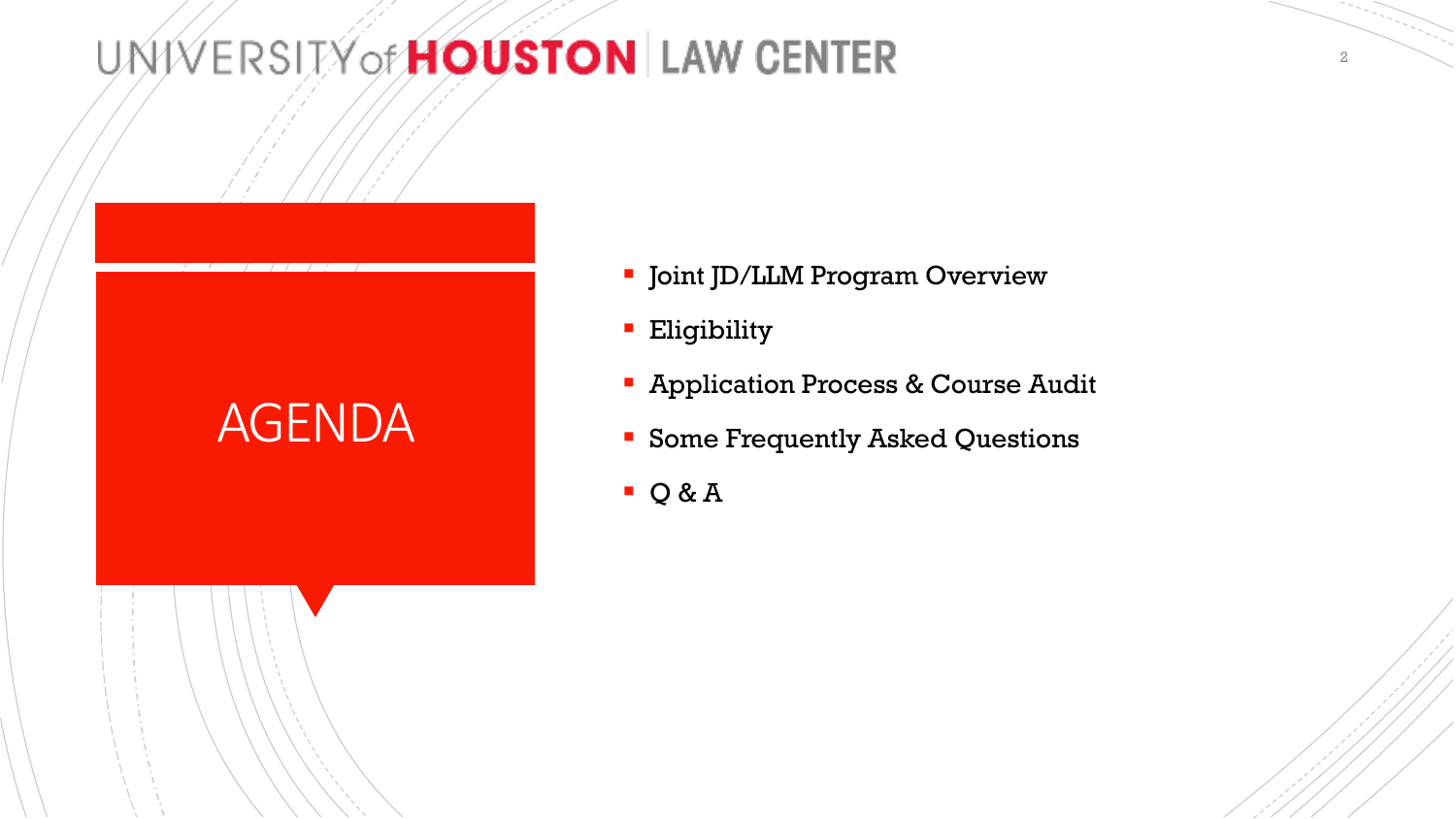# AGENDA

- Joint JD/LLM Program Overview
- Eligibility
- Application Process & Course Audit
- Some Frequently Asked Questions
- Q & A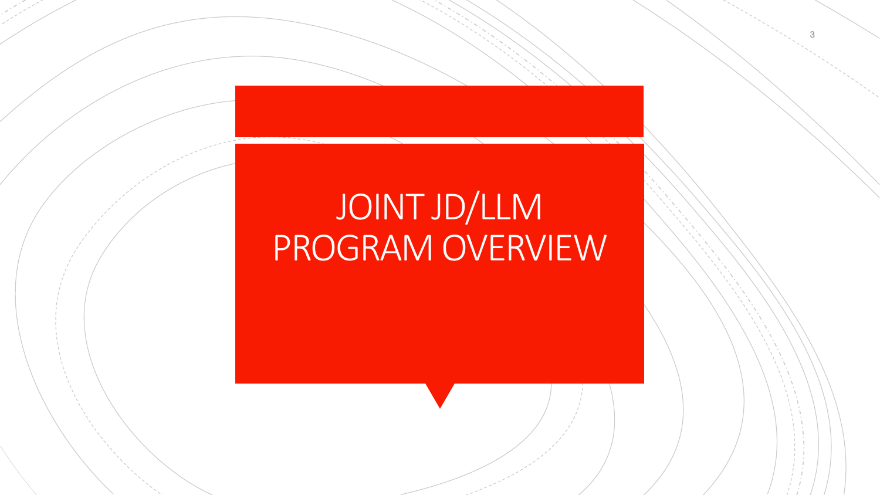# JOINT JD/LLM PROGRAM OVERVIEW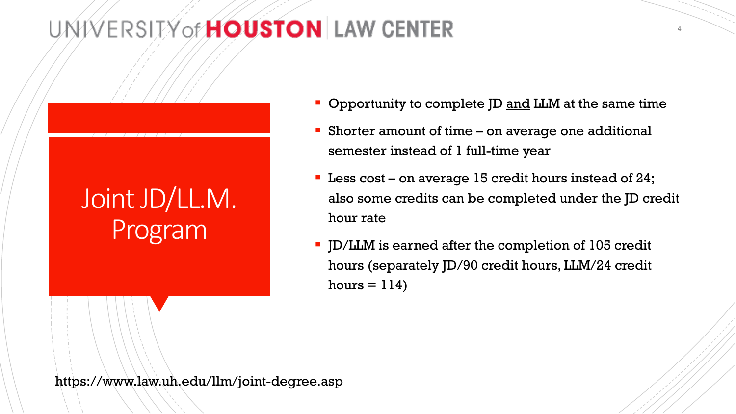# Joint JD/LL.M. Program

- Opportunity to complete JD <u>and</u> LLM at the same time
- Shorter amount of time – on average one additional semester instead of 1 full-time year
- Less cost – on average 15 credit hours instead of 24; also some credits can be completed under the JD credit hour rate
- JD/LLM is earned after the completion of 105 credit hours (separately JD/90 credit hours, LLM/24 credit hours = 114)

https://www.law.uh.edu/llm/joint-degree.asp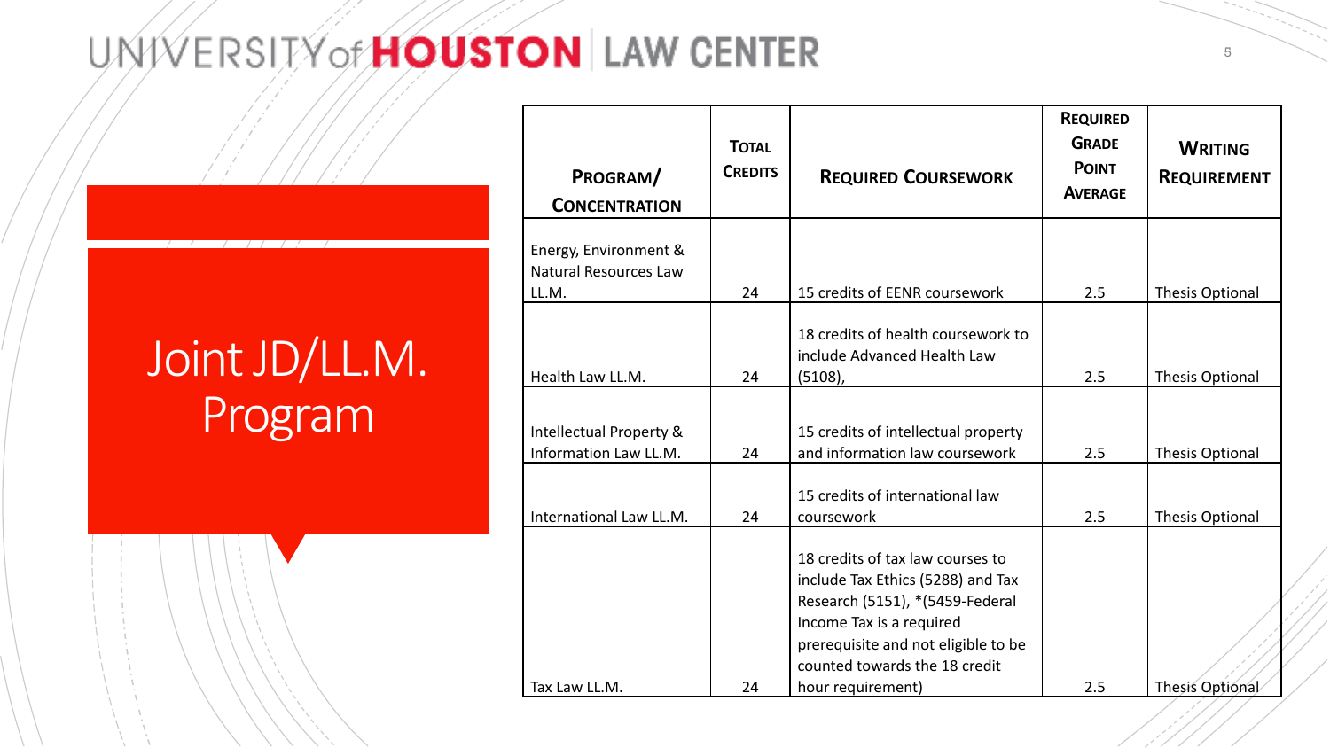# Joint JD/LL.M. Program

| Program/ Concentration | Total Credits | Required Coursework | Required Grade Point Average | Writing Requirement |
|---|---|---|---|---|
| Energy, Environment & Natural Resources Law LL.M. | 24 | 15 credits of EENR coursework | 2.5 | Thesis Optional |
| Health Law LL.M. | 24 | 18 credits of health coursework to include Advanced Health Law (5108), | 2.5 | Thesis Optional |
| Intellectual Property & Information Law LL.M. | 24 | 15 credits of intellectual property and information law coursework | 2.5 | Thesis Optional |
| International Law LL.M. | 24 | 15 credits of international law coursework | 2.5 | Thesis Optional |
| Tax Law LL.M. | 24 | 18 credits of tax law courses to include Tax Ethics (5288) and Tax Research (5151), *(5459-Federal Income Tax is a required prerequisite and not eligible to be counted towards the 18 credit hour requirement) | 2.5 | Thesis Optional |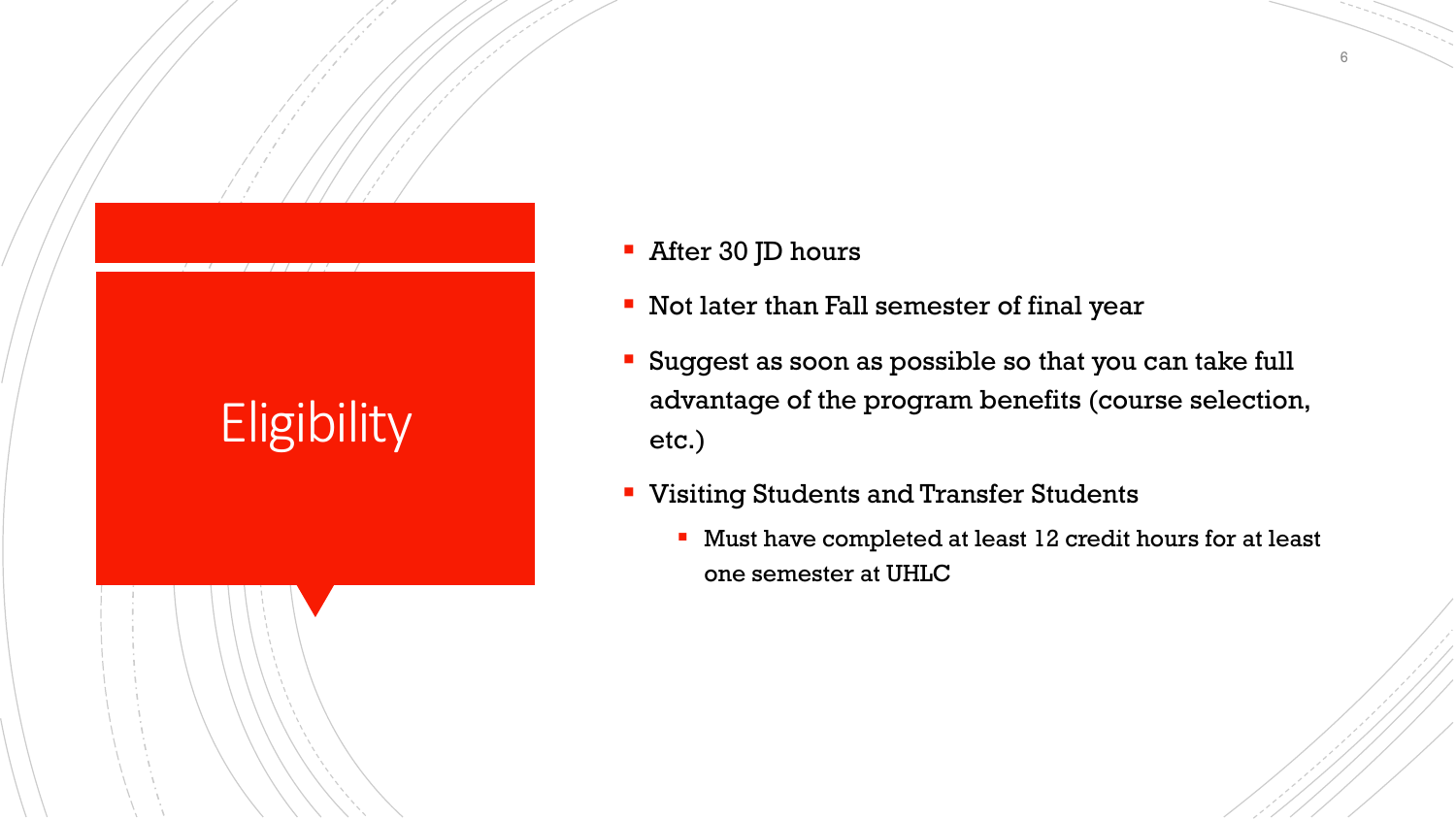# Eligibility

- After 30 JD hours
- Not later than Fall semester of final year
- Suggest as soon as possible so that you can take full advantage of the program benefits (course selection, etc.)
- Visiting Students and Transfer Students
  - Must have completed at least 12 credit hours for at least one semester at UHLC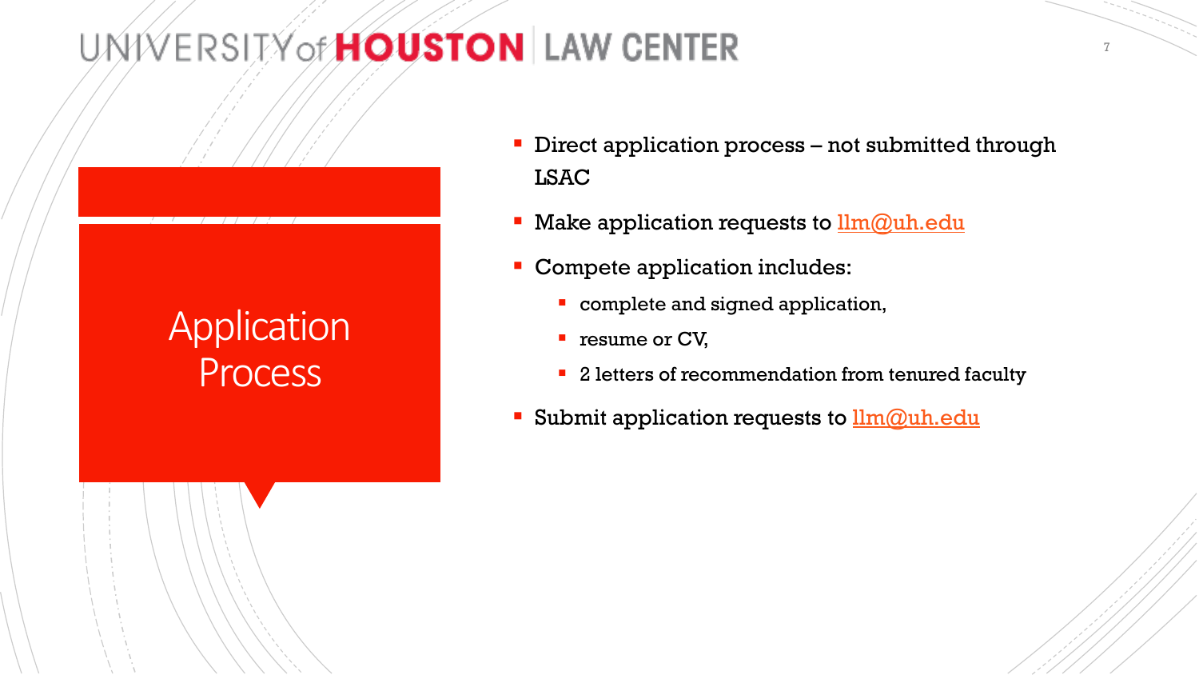# Application Process

- Direct application process – not submitted through LSAC
- Make application requests to llm@uh.edu
- Compete application includes:
  - complete and signed application,
  - resume or CV,
  - 2 letters of recommendation from tenured faculty
- Submit application requests to llm@uh.edu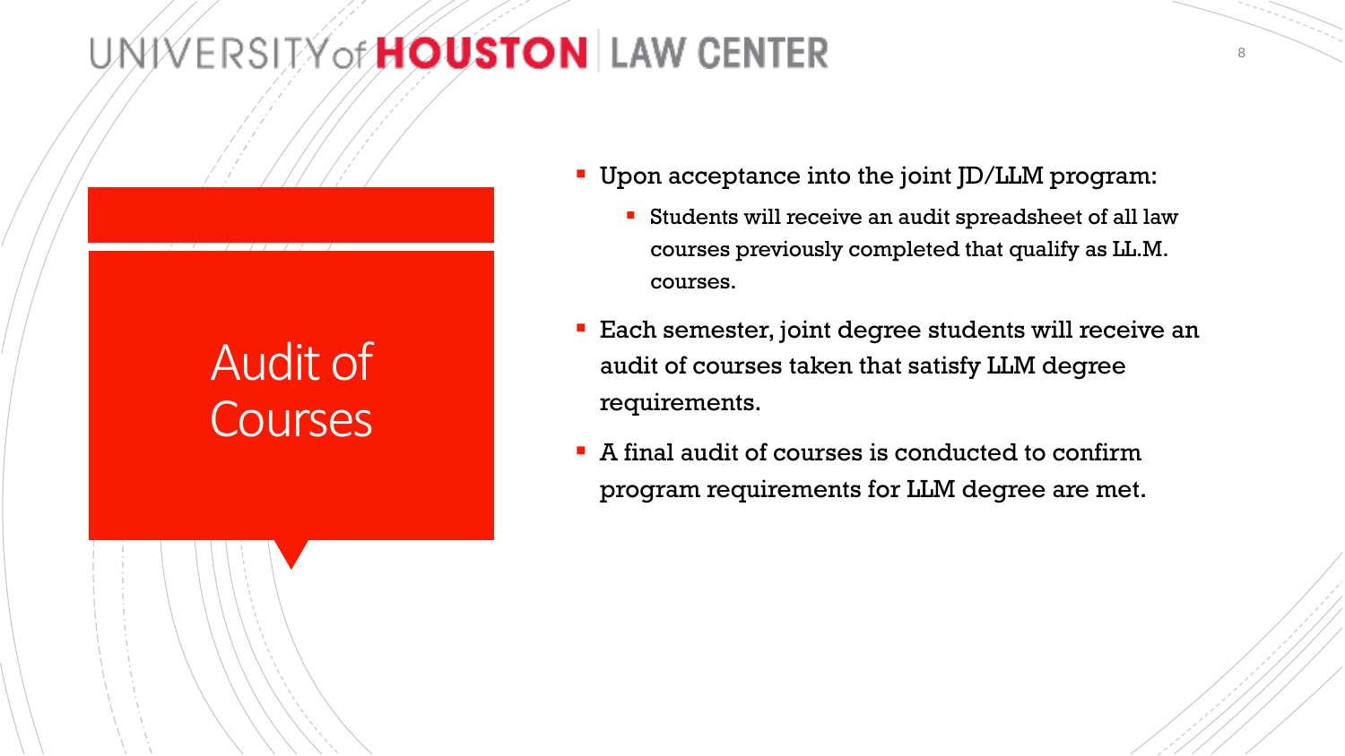# Audit of Courses

- Upon acceptance into the joint JD/LLM program:
  - Students will receive an audit spreadsheet of all law courses previously completed that qualify as LL.M. courses.
- Each semester, joint degree students will receive an audit of courses taken that satisfy LLM degree requirements.
- A final audit of courses is conducted to confirm program requirements for LLM degree are met.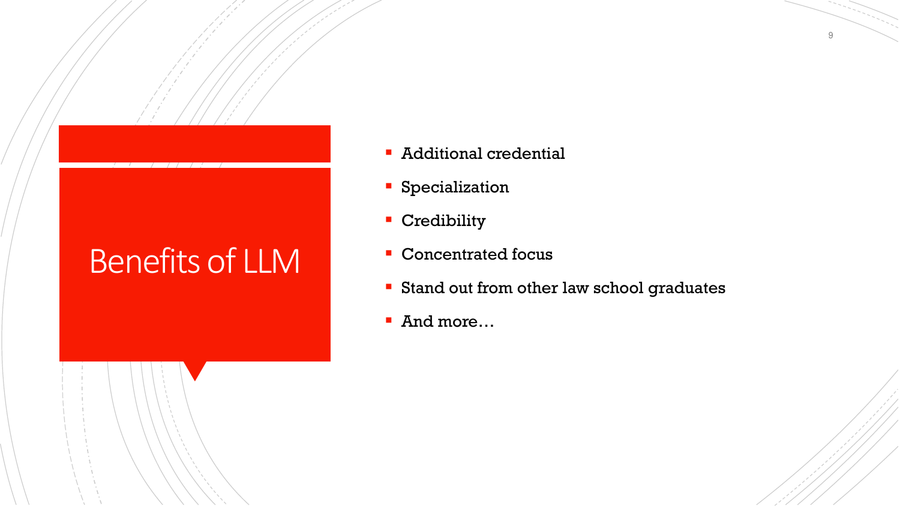# Benefits of LLM

- Additional credential
- Specialization
- Credibility
- Concentrated focus
- Stand out from other law school graduates
- And more…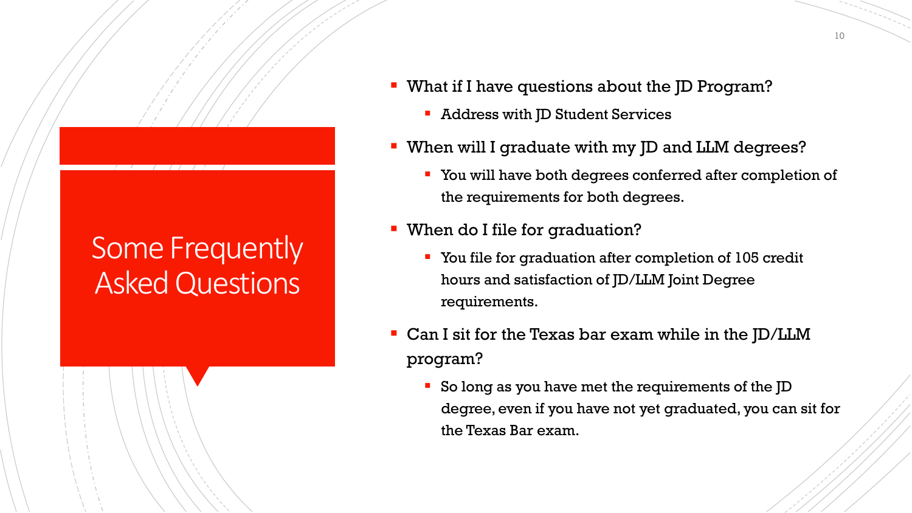# Some Frequently Asked Questions

- What if I have questions about the JD Program?
  - Address with JD Student Services
- When will I graduate with my JD and LLM degrees?
  - You will have both degrees conferred after completion of the requirements for both degrees.
- When do I file for graduation?
  - You file for graduation after completion of 105 credit hours and satisfaction of JD/LLM Joint Degree requirements.
- Can I sit for the Texas bar exam while in the JD/LLM program?
  - So long as you have met the requirements of the JD degree, even if you have not yet graduated, you can sit for the Texas Bar exam.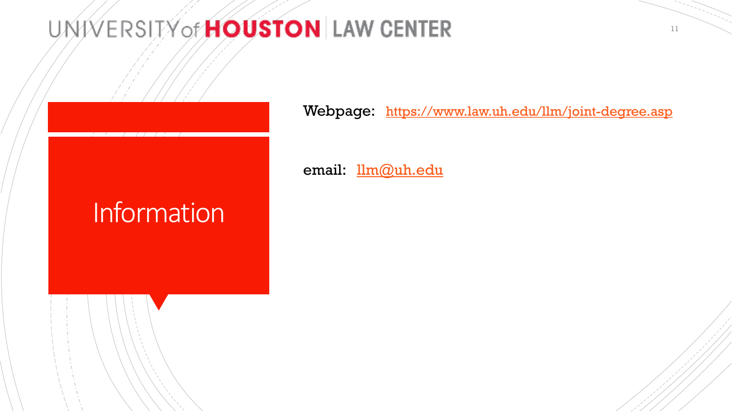# Information

Webpage: [https://www.law.uh.edu/llm/joint-degree.asp](https://www.law.uh.edu/llm/joint-degree.asp)

email: [llm@uh.edu](mailto:llm@uh.edu)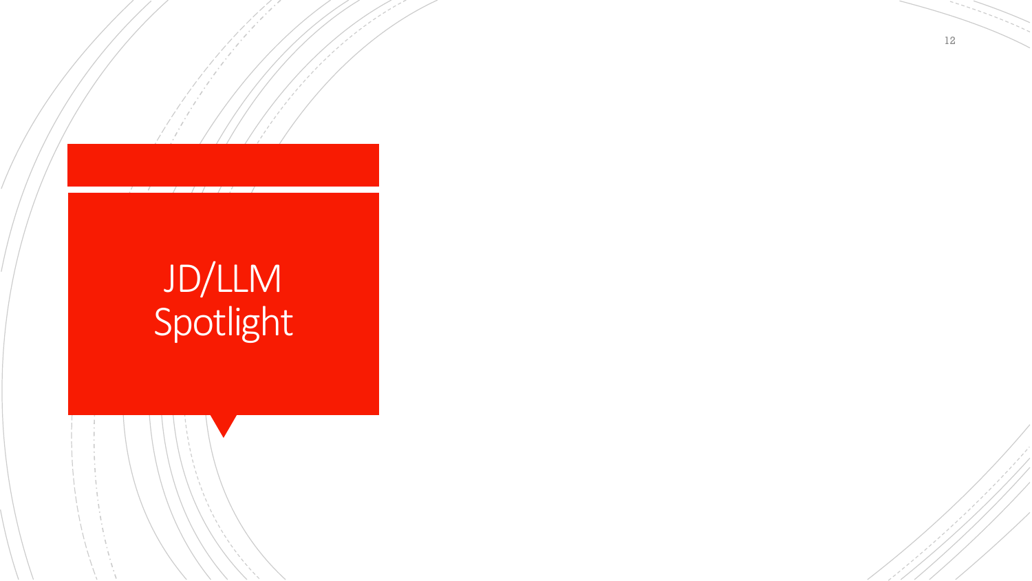# JD/LLM Spotlight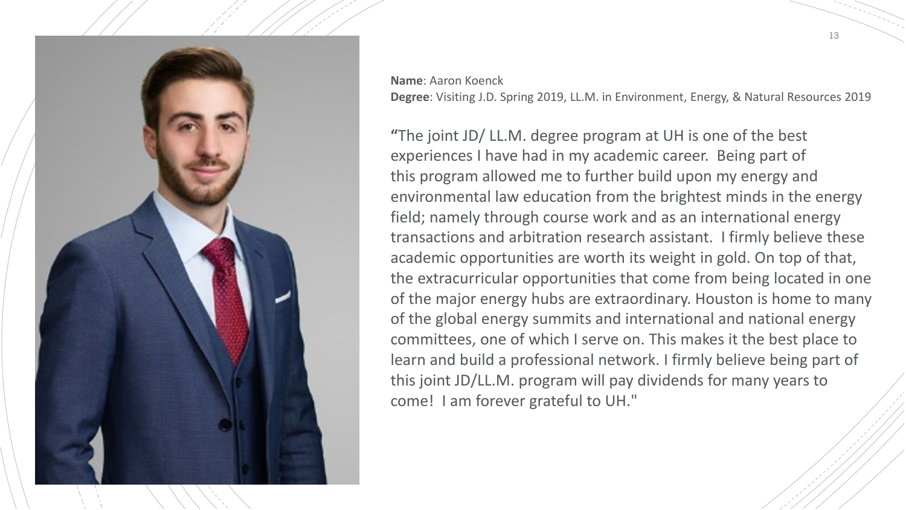**Name**: Aaron Koenck
**Degree**: Visiting J.D. Spring 2019, LL.M. in Environment, Energy, & Natural Resources 2019

"The joint JD/ LL.M. degree program at UH is one of the best experiences I have had in my academic career. Being part of this program allowed me to further build upon my energy and environmental law education from the brightest minds in the energy field; namely through course work and as an international energy transactions and arbitration research assistant. I firmly believe these academic opportunities are worth its weight in gold. On top of that, the extracurricular opportunities that come from being located in one of the major energy hubs are extraordinary. Houston is home to many of the global energy summits and international and national energy committees, one of which I serve on. This makes it the best place to learn and build a professional network. I firmly believe being part of this joint JD/LL.M. program will pay dividends for many years to come! I am forever grateful to UH."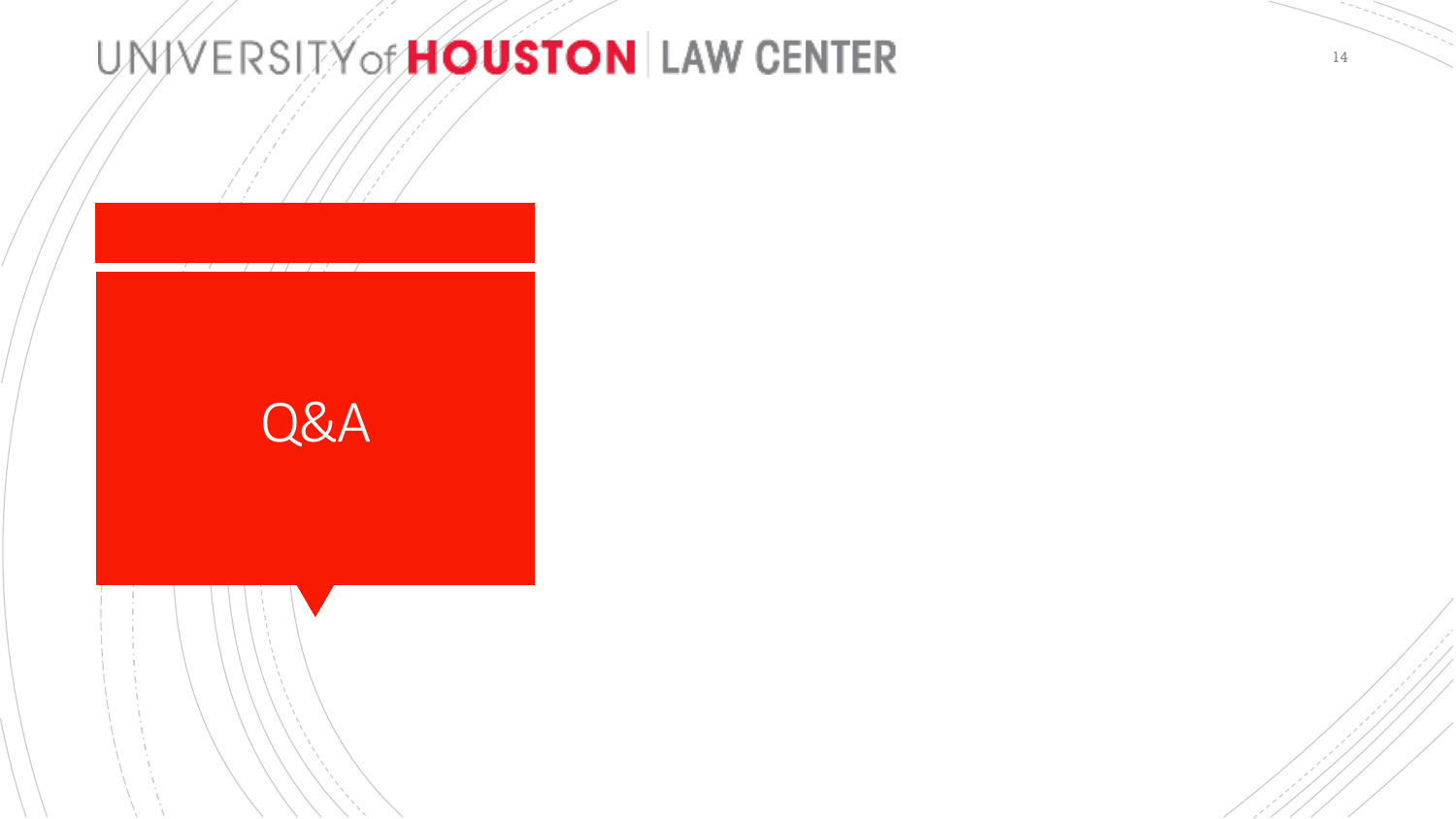# Q&A